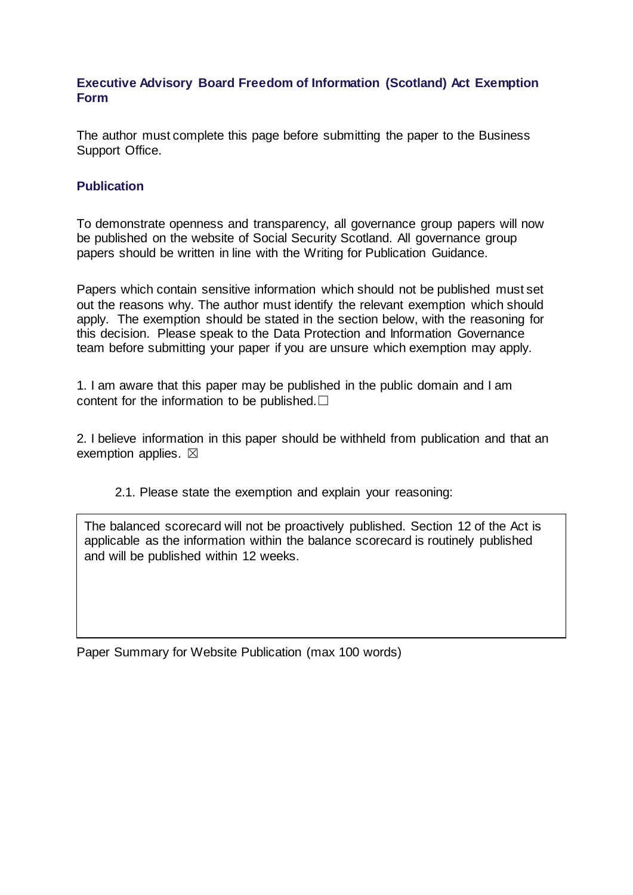## Executive Advisory Board Freedom of Information (Scotland) Act Exemption Form

The author must complete this page before submitting the paper to the Business Support Office.

### Publication

To demonstrate openness and transparency, all governance group papers will now be published on the website of Social Security Scotland. All governance group papers should be written in line with the Writing for Publication Guidance.

Papers which contain sensitive information which should not be published must set out the reasons why. The author must identify the relevant exemption which should apply. The exemption should be stated in the section below, with the reasoning for this decision. Please speak to the Data Protection and Information Governance team before submitting your paper if you are unsure which exemption may apply.

1. I am aware that this paper may be published in the public domain and I am content for the information to be published. ☐

2. I believe information in this paper should be withheld from publication and that an exemption applies. ☒

 2.1. Please state the exemption and explain your reasoning:

| The balanced scorecard will not be proactively published. Section 12 of the Act is applicable as the information within the balance scorecard is routinely published and will be published within 12 weeks. |
|---|

Paper Summary for Website Publication (max 100 words)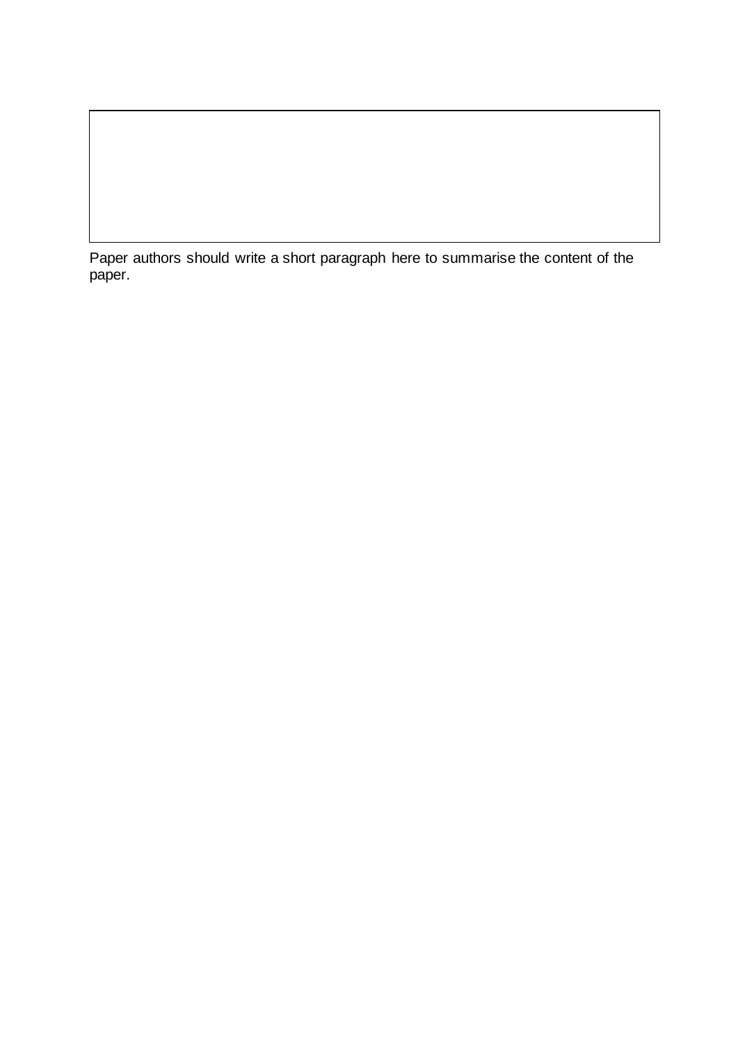Paper authors should write a short paragraph here to summarise the content of the paper.